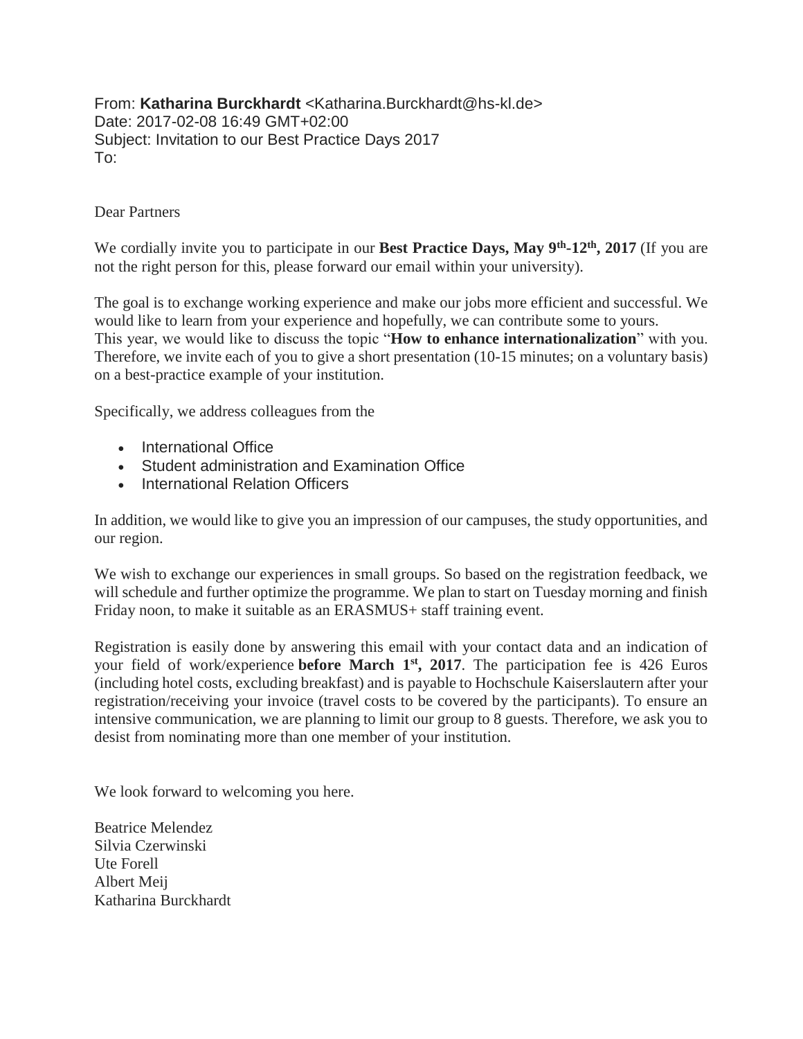From: **Katharina Burckhardt** <Katharina.Burckhardt@hs-kl.de>
Date: 2017-02-08 16:49 GMT+02:00
Subject: Invitation to our Best Practice Days 2017
To:

Dear Partners

We cordially invite you to participate in our **Best Practice Days, May 9th-12th, 2017** (If you are not the right person for this, please forward our email within your university).

The goal is to exchange working experience and make our jobs more efficient and successful. We would like to learn from your experience and hopefully, we can contribute some to yours.
This year, we would like to discuss the topic "**How to enhance internationalization**" with you. Therefore, we invite each of you to give a short presentation (10-15 minutes; on a voluntary basis) on a best-practice example of your institution.

Specifically, we address colleagues from the

- International Office
- Student administration and Examination Office
- International Relation Officers

In addition, we would like to give you an impression of our campuses, the study opportunities, and our region.

We wish to exchange our experiences in small groups. So based on the registration feedback, we will schedule and further optimize the programme. We plan to start on Tuesday morning and finish Friday noon, to make it suitable as an ERASMUS+ staff training event.

Registration is easily done by answering this email with your contact data and an indication of your field of work/experience **before March 1st, 2017**. The participation fee is 426 Euros (including hotel costs, excluding breakfast) and is payable to Hochschule Kaiserslautern after your registration/receiving your invoice (travel costs to be covered by the participants). To ensure an intensive communication, we are planning to limit our group to 8 guests. Therefore, we ask you to desist from nominating more than one member of your institution.

We look forward to welcoming you here.

Beatrice Melendez
Silvia Czerwinski
Ute Forell
Albert Meij
Katharina Burckhardt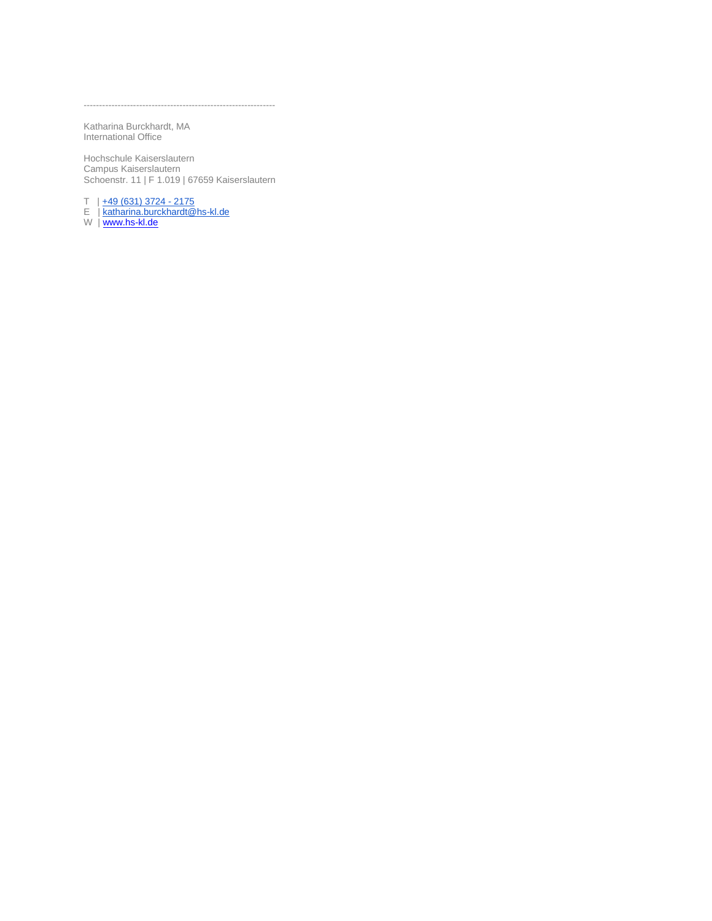---------------------------------------------------------------

Katharina Burckhardt, MA
International Office

Hochschule Kaiserslautern
Campus Kaiserslautern
Schoenstr. 11 | F 1.019 | 67659 Kaiserslautern

T | +49 (631) 3724 - 2175
E | katharina.burckhardt@hs-kl.de
W | www.hs-kl.de